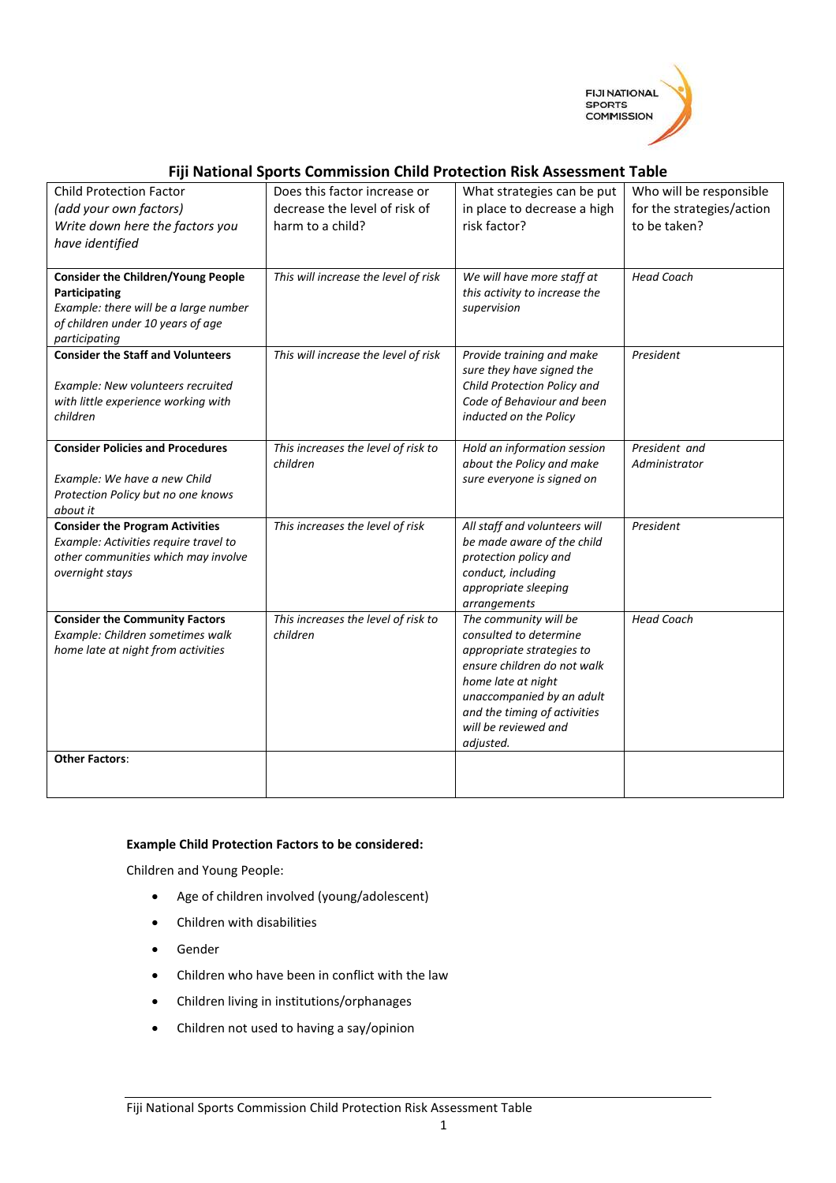## Fiji National Sports Commission Child Protection Risk Assessment Table

| Child Protection Factor *(add your own factors)* *Write down here the factors you have identified* | Does this factor increase or decrease the level of risk of harm to a child? | What strategies can be put in place to decrease a high risk factor? | Who will be responsible for the strategies/action to be taken? |
|---|---|---|---|
| **Consider the Children/Young People Participating** *Example: there will be a large number of children under 10 years of age participating* | *This will increase the level of risk* | *We will have more staff at this activity to increase the supervision* | *Head Coach* |
| **Consider the Staff and Volunteers** *Example: New volunteers recruited with little experience working with children* | *This will increase the level of risk* | *Provide training and make sure they have signed the Child Protection Policy and Code of Behaviour and been inducted on the Policy* | *President* |
| **Consider Policies and Procedures** *Example: We have a new Child Protection Policy but no one knows about it* | *This increases the level of risk to children* | *Hold an information session about the Policy and make sure everyone is signed on* | *President and Administrator* |
| **Consider the Program Activities** *Example: Activities require travel to other communities which may involve overnight stays* | *This increases the level of risk* | *All staff and volunteers will be made aware of the child protection policy and conduct, including appropriate sleeping arrangements* | *President* |
| **Consider the Community Factors** *Example: Children sometimes walk home late at night from activities* | *This increases the level of risk to children* | *The community will be consulted to determine appropriate strategies to ensure children do not walk home late at night unaccompanied by an adult and the timing of activities will be reviewed and adjusted.* | *Head Coach* |
| **Other Factors**: | | | |

**Example Child Protection Factors to be considered:**

Children and Young People:

- Age of children involved (young/adolescent)
- Children with disabilities
- Gender
- Children who have been in conflict with the law
- Children living in institutions/orphanages
- Children not used to having a say/opinion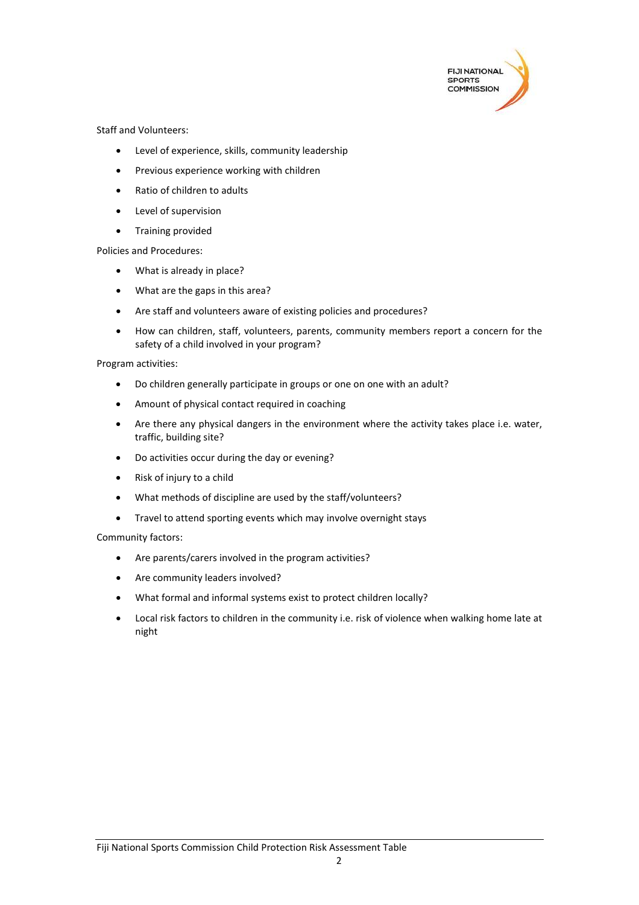Staff and Volunteers:

- Level of experience, skills, community leadership
- Previous experience working with children
- Ratio of children to adults
- Level of supervision
- Training provided

Policies and Procedures:

- What is already in place?
- What are the gaps in this area?
- Are staff and volunteers aware of existing policies and procedures?
- How can children, staff, volunteers, parents, community members report a concern for the safety of a child involved in your program?

Program activities:

- Do children generally participate in groups or one on one with an adult?
- Amount of physical contact required in coaching
- Are there any physical dangers in the environment where the activity takes place i.e. water, traffic, building site?
- Do activities occur during the day or evening?
- Risk of injury to a child
- What methods of discipline are used by the staff/volunteers?
- Travel to attend sporting events which may involve overnight stays

Community factors:

- Are parents/carers involved in the program activities?
- Are community leaders involved?
- What formal and informal systems exist to protect children locally?
- Local risk factors to children in the community i.e. risk of violence when walking home late at night